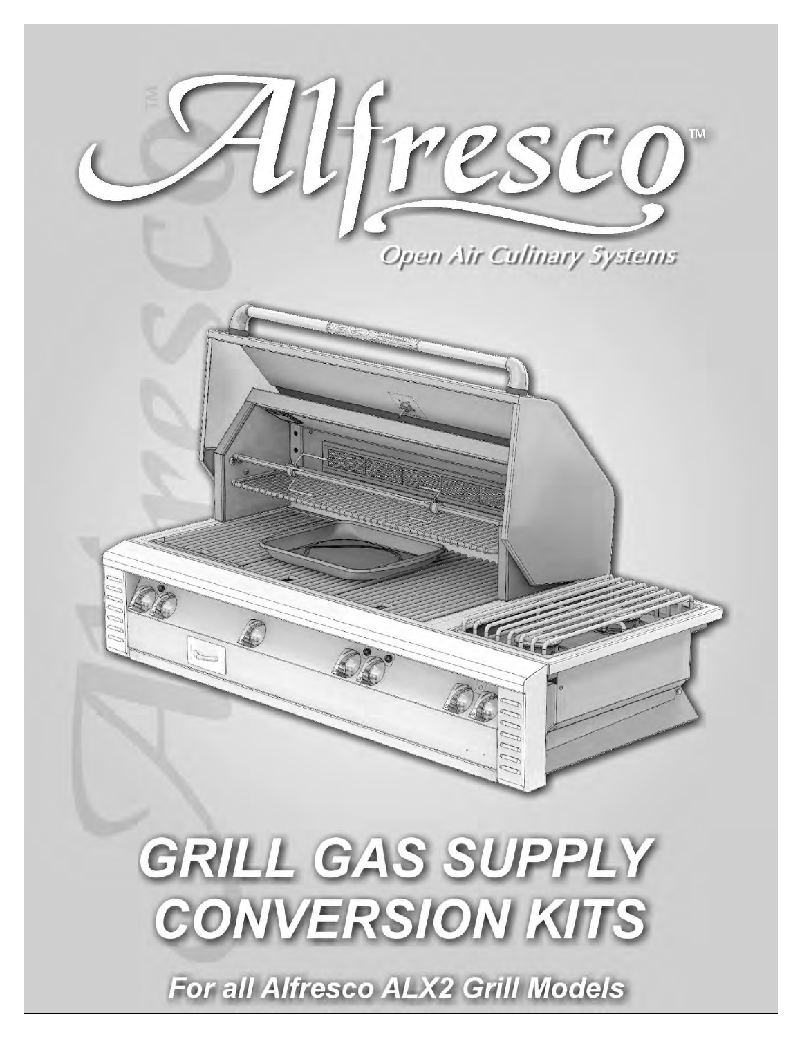# Alfresco™

*Open Air Culinary Systems*

# GRILL GAS SUPPLY CONVERSION KITS

***For all Alfresco ALX2 Grill Models***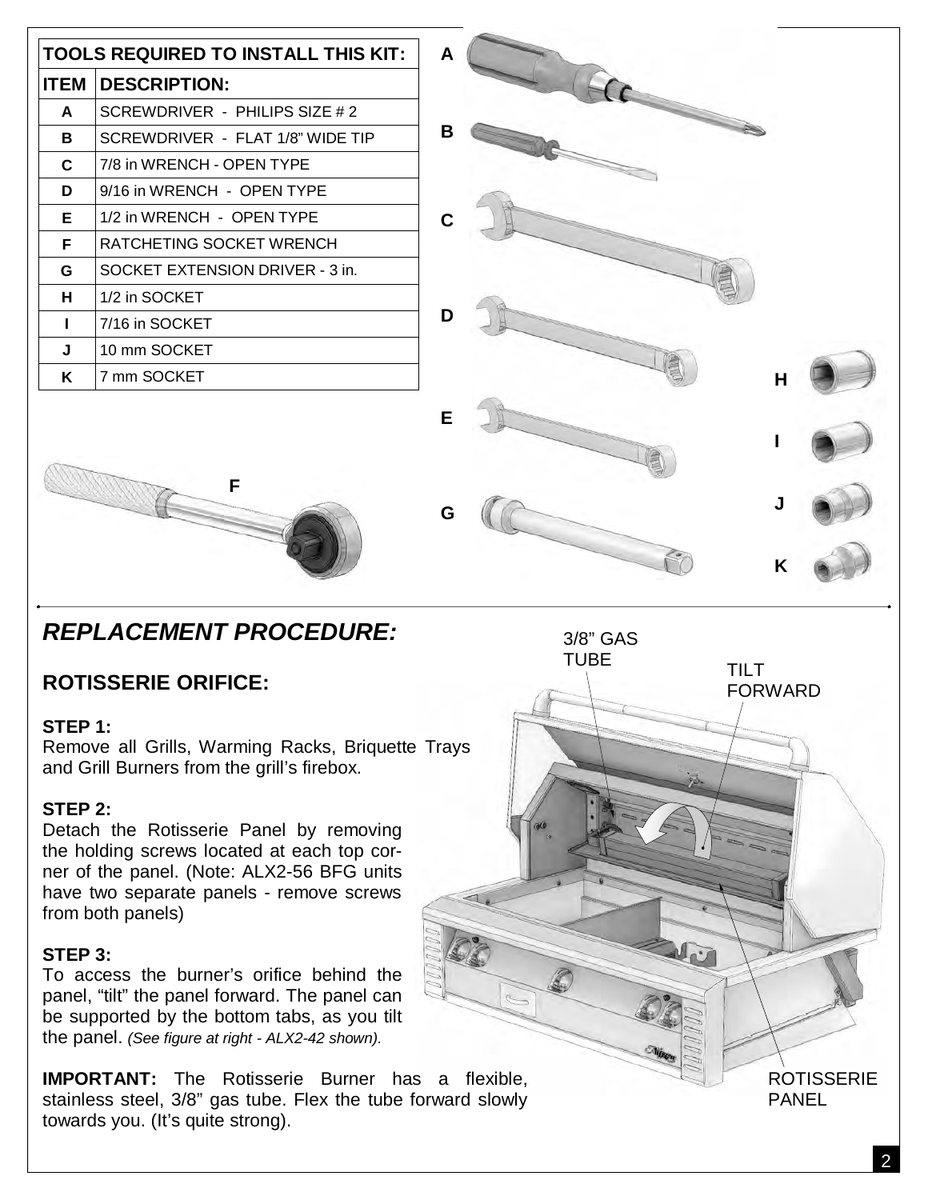| TOOLS REQUIRED TO INSTALL THIS KIT: | |
|---|---|
| **ITEM** | **DESCRIPTION:** |
| **A** | SCREWDRIVER - PHILIPS SIZE # 2 |
| **B** | SCREWDRIVER - FLAT 1/8" WIDE TIP |
| **C** | 7/8 in WRENCH - OPEN TYPE |
| **D** | 9/16 in WRENCH - OPEN TYPE |
| **E** | 1/2 in WRENCH - OPEN TYPE |
| **F** | RATCHETING SOCKET WRENCH |
| **G** | SOCKET EXTENSION DRIVER - 3 in. |
| **H** | 1/2 in SOCKET |
| **I** | 7/16 in SOCKET |
| **J** | 10 mm SOCKET |
| **K** | 7 mm SOCKET |

A

B

C

D

E

F

G

H

I

J

K

## *REPLACEMENT PROCEDURE:*

### ROTISSERIE ORIFICE:

**STEP 1:**
Remove all Grills, Warming Racks, Briquette Trays and Grill Burners from the grill's firebox.

**STEP 2:**
Detach the Rotisserie Panel by removing the holding screws located at each top corner of the panel. (Note: ALX2-56 BFG units have two separate panels - remove screws from both panels)

**STEP 3:**
To access the burner's orifice behind the panel, "tilt" the panel forward. The panel can be supported by the bottom tabs, as you tilt the panel. *(See figure at right - ALX2-42 shown).*

3/8" GAS TUBE

TILT FORWARD

ROTISSERIE PANEL

**IMPORTANT:** The Rotisserie Burner has a flexible, stainless steel, 3/8" gas tube. Flex the tube forward slowly towards you. (It's quite strong).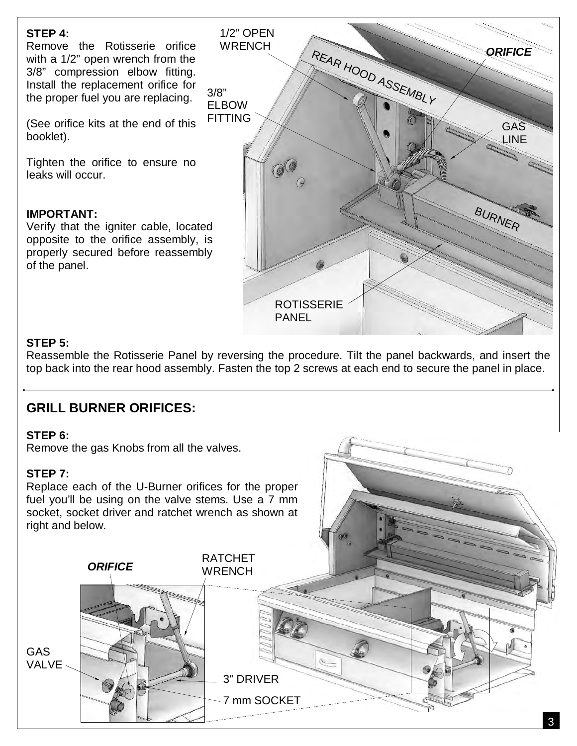**STEP 4:**
Remove the Rotisserie orifice with a 1/2" open wrench from the 3/8" compression elbow fitting. Install the replacement orifice for the proper fuel you are replacing.

(See orifice kits at the end of this booklet).

Tighten the orifice to ensure no leaks will occur.

**IMPORTANT:**
Verify that the igniter cable, located opposite to the orifice assembly, is properly secured before reassembly of the panel.

1/2" OPEN WRENCH

***ORIFICE***

REAR HOOD ASSEMBLY

3/8" ELBOW FITTING

GAS LINE

BURNER

ROTISSERIE PANEL

**STEP 5:**
Reassemble the Rotisserie Panel by reversing the procedure. Tilt the panel backwards, and insert the top back into the rear hood assembly. Fasten the top 2 screws at each end to secure the panel in place.

## GRILL BURNER ORIFICES:

**STEP 6:**
Remove the gas Knobs from all the valves.

**STEP 7:**
Replace each of the U-Burner orifices for the proper fuel you'll be using on the valve stems. Use a 7 mm socket, socket driver and ratchet wrench as shown at right and below.

***ORIFICE***

RATCHET WRENCH

GAS VALVE

3" DRIVER

7 mm SOCKET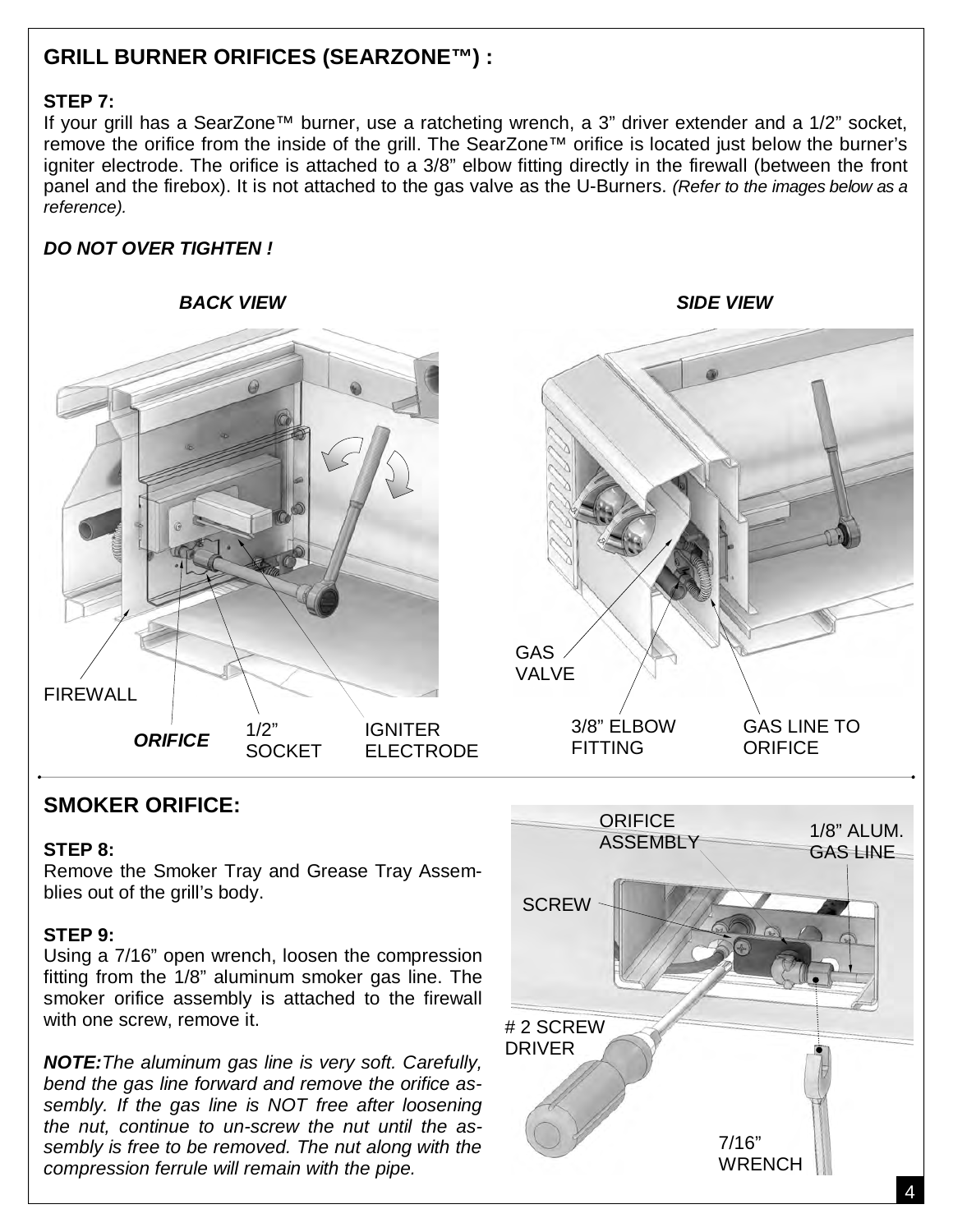## GRILL BURNER ORIFICES (SEARZONE™) :

**STEP 7:**

If your grill has a SearZone™ burner, use a ratcheting wrench, a 3" driver extender and a 1/2" socket, remove the orifice from the inside of the grill. The SearZone™ orifice is located just below the burner's igniter electrode. The orifice is attached to a 3/8" elbow fitting directly in the firewall (between the front panel and the firebox). It is not attached to the gas valve as the U-Burners. *(Refer to the images below as a reference).*

***DO NOT OVER TIGHTEN !***

***BACK VIEW***

FIREWALL

***ORIFICE***

1/2" SOCKET

IGNITER ELECTRODE

***SIDE VIEW***

GAS VALVE

3/8" ELBOW FITTING

GAS LINE TO ORIFICE

## SMOKER ORIFICE:

**STEP 8:**

Remove the Smoker Tray and Grease Tray Assemblies out of the grill's body.

**STEP 9:**

Using a 7/16" open wrench, loosen the compression fitting from the 1/8" aluminum smoker gas line. The smoker orifice assembly is attached to the firewall with one screw, remove it.

***NOTE:****The aluminum gas line is very soft. Carefully, bend the gas line forward and remove the orifice assembly. If the gas line is NOT free after loosening the nut, continue to un-screw the nut until the assembly is free to be removed. The nut along with the compression ferrule will remain with the pipe.*

ORIFICE ASSEMBLY

1/8" ALUM. GAS LINE

SCREW

# 2 SCREW DRIVER

7/16" WRENCH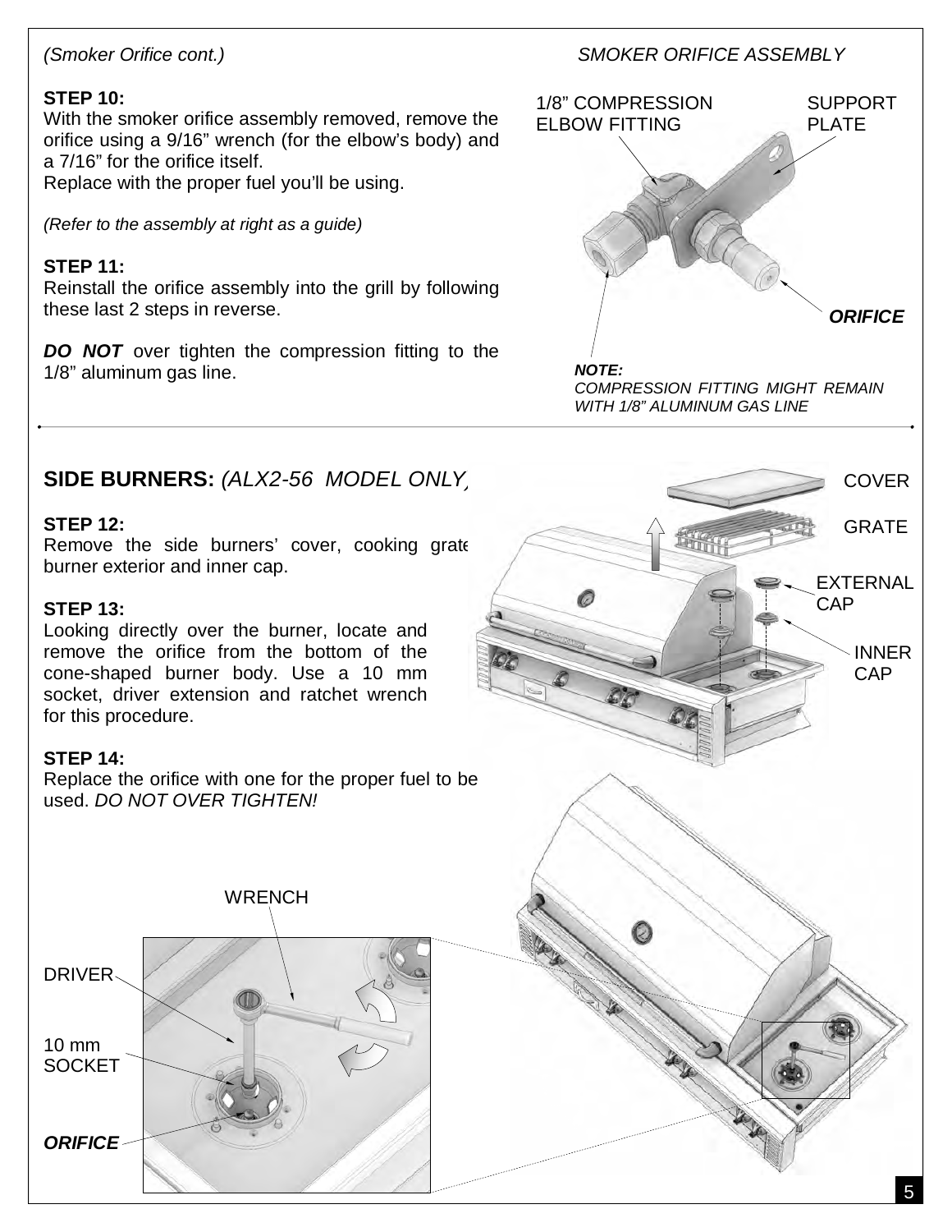*(Smoker Orifice cont.)*

**STEP 10:**
With the smoker orifice assembly removed, remove the orifice using a 9/16" wrench (for the elbow's body) and a 7/16" for the orifice itself.
Replace with the proper fuel you'll be using.

*(Refer to the assembly at right as a guide)*

**STEP 11:**
Reinstall the orifice assembly into the grill by following these last 2 steps in reverse.

***DO NOT*** over tighten the compression fitting to the 1/8" aluminum gas line.

*SMOKER ORIFICE ASSEMBLY*

1/8" COMPRESSION ELBOW FITTING

SUPPORT PLATE

***ORIFICE***

***NOTE:***
*COMPRESSION FITTING MIGHT REMAIN WITH 1/8" ALUMINUM GAS LINE*

## SIDE BURNERS: *(ALX2-56 MODEL ONLY)*

**STEP 12:**
Remove the side burners' cover, cooking grate, burner exterior and inner cap.

**STEP 13:**
Looking directly over the burner, locate and remove the orifice from the bottom of the cone-shaped burner body. Use a 10 mm socket, driver extension and ratchet wrench for this procedure.

**STEP 14:**
Replace the orifice with one for the proper fuel to be used. *DO NOT OVER TIGHTEN!*

COVER

GRATE

EXTERNAL CAP

INNER CAP

WRENCH

DRIVER

10 mm SOCKET

***ORIFICE***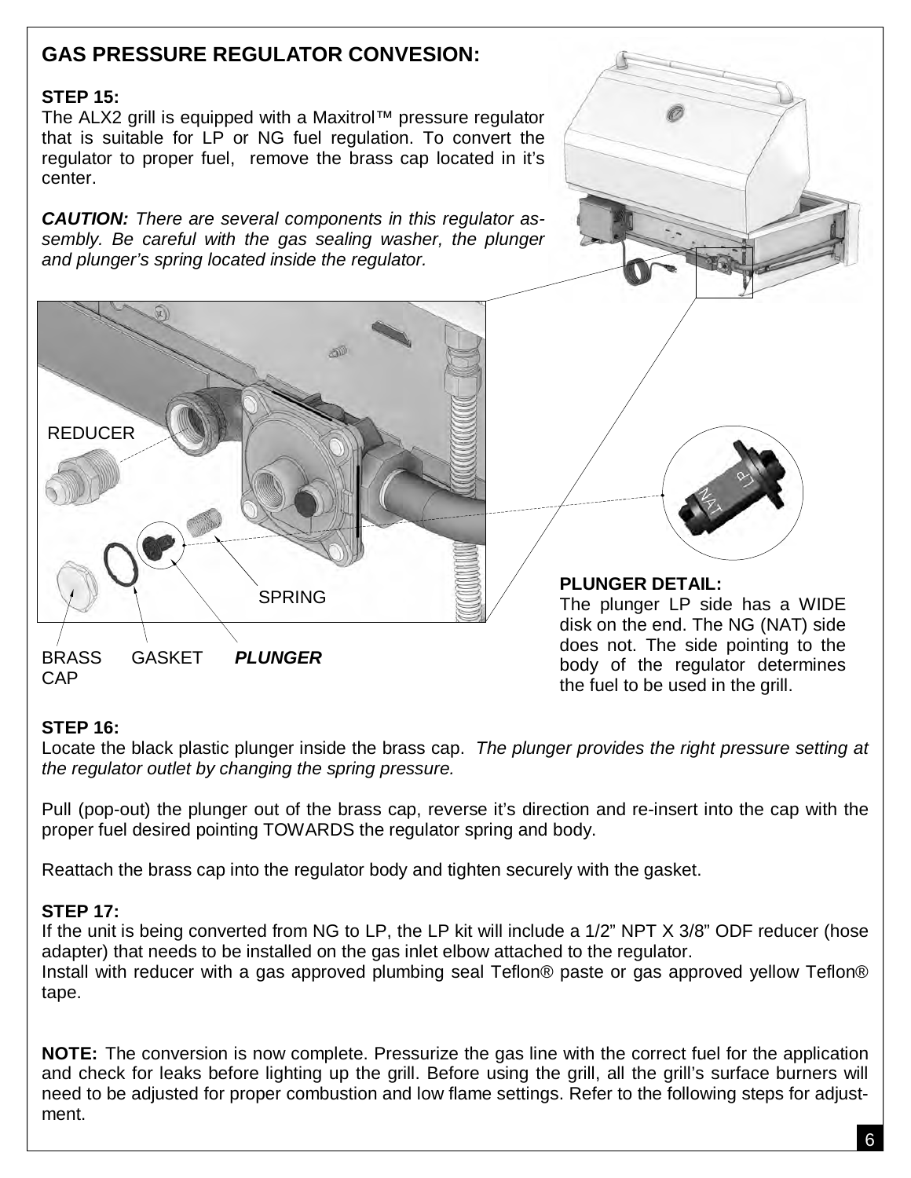## GAS PRESSURE REGULATOR CONVESION:

**STEP 15:**
The ALX2 grill is equipped with a Maxitrol™ pressure regulator that is suitable for LP or NG fuel regulation. To convert the regulator to proper fuel, remove the brass cap located in it's center.

***CAUTION:*** *There are several components in this regulator assembly. Be careful with the gas sealing washer, the plunger and plunger's spring located inside the regulator.*

REDUCER

SPRING

BRASS CAP    GASKET    ***PLUNGER***

**PLUNGER DETAIL:**
The plunger LP side has a WIDE disk on the end. The NG (NAT) side does not. The side pointing to the body of the regulator determines the fuel to be used in the grill.

**STEP 16:**
Locate the black plastic plunger inside the brass cap. *The plunger provides the right pressure setting at the regulator outlet by changing the spring pressure.*

Pull (pop-out) the plunger out of the brass cap, reverse it's direction and re-insert into the cap with the proper fuel desired pointing TOWARDS the regulator spring and body.

Reattach the brass cap into the regulator body and tighten securely with the gasket.

**STEP 17:**
If the unit is being converted from NG to LP, the LP kit will include a 1/2" NPT X 3/8" ODF reducer (hose adapter) that needs to be installed on the gas inlet elbow attached to the regulator.
Install with reducer with a gas approved plumbing seal Teflon® paste or gas approved yellow Teflon® tape.

**NOTE:** The conversion is now complete. Pressurize the gas line with the correct fuel for the application and check for leaks before lighting up the grill. Before using the grill, all the grill's surface burners will need to be adjusted for proper combustion and low flame settings. Refer to the following steps for adjustment.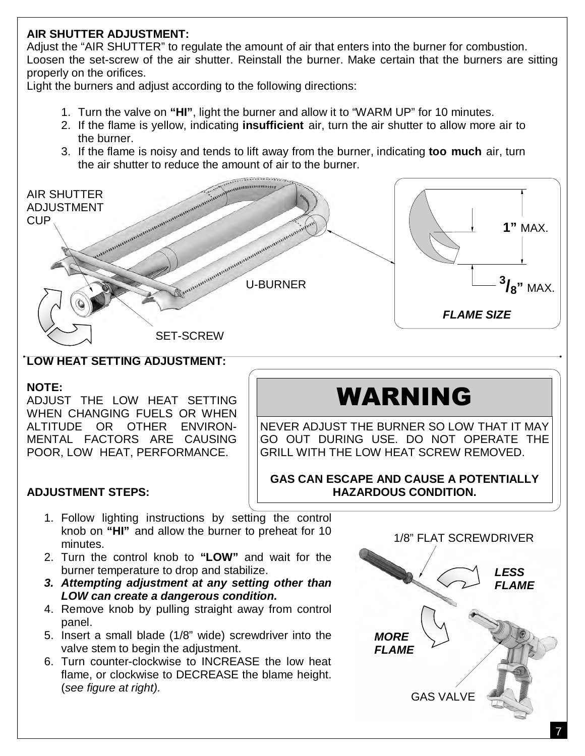**AIR SHUTTER ADJUSTMENT:**
Adjust the "AIR SHUTTER" to regulate the amount of air that enters into the burner for combustion. Loosen the set-screw of the air shutter. Reinstall the burner. Make certain that the burners are sitting properly on the orifices.
Light the burners and adjust according to the following directions:

1. Turn the valve on **"HI"**, light the burner and allow it to "WARM UP" for 10 minutes.
2. If the flame is yellow, indicating **insufficient** air, turn the air shutter to allow more air to the burner.
3. If the flame is noisy and tends to lift away from the burner, indicating **too much** air, turn the air shutter to reduce the amount of air to the burner.

AIR SHUTTER ADJUSTMENT CUP

U-BURNER

SET-SCREW

**1"** MAX.

**3/8"** MAX.

***FLAME SIZE***

**LOW HEAT SETTING ADJUSTMENT:**

**NOTE:**
ADJUST THE LOW HEAT SETTING WHEN CHANGING FUELS OR WHEN ALTITUDE OR OTHER ENVIRONMENTAL FACTORS ARE CAUSING POOR, LOW HEAT, PERFORMANCE.

# WARNING

NEVER ADJUST THE BURNER SO LOW THAT IT MAY GO OUT DURING USE. DO NOT OPERATE THE GRILL WITH THE LOW HEAT SCREW REMOVED.

**GAS CAN ESCAPE AND CAUSE A POTENTIALLY HAZARDOUS CONDITION.**

**ADJUSTMENT STEPS:**

1. Follow lighting instructions by setting the control knob on **"HI"** and allow the burner to preheat for 10 minutes.
2. Turn the control knob to **"LOW"** and wait for the burner temperature to drop and stabilize.
3. ***Attempting adjustment at any setting other than LOW can create a dangerous condition.***
4. Remove knob by pulling straight away from control panel.
5. Insert a small blade (1/8" wide) screwdriver into the valve stem to begin the adjustment.
6. Turn counter-clockwise to INCREASE the low heat flame, or clockwise to DECREASE the blame height. (*see figure at right).*

1/8" FLAT SCREWDRIVER

***LESS FLAME***

***MORE FLAME***

GAS VALVE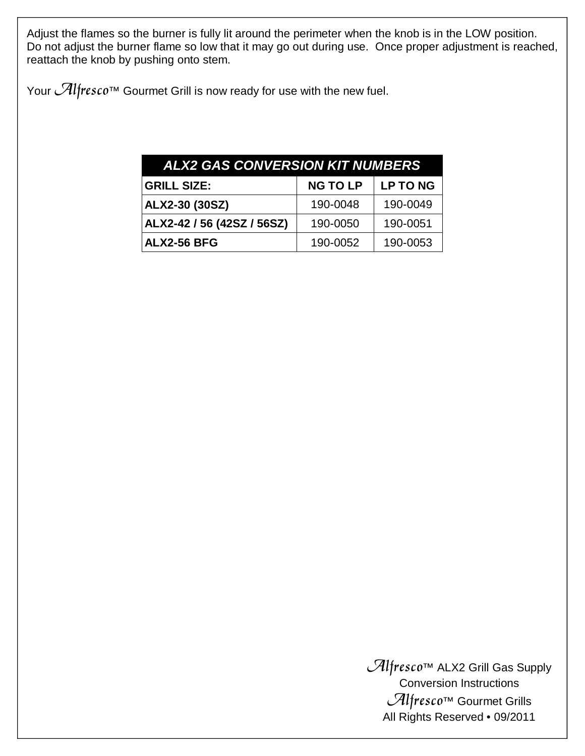Adjust the flames so the burner is fully lit around the perimeter when the knob is in the LOW position. Do not adjust the burner flame so low that it may go out during use. Once proper adjustment is reached, reattach the knob by pushing onto stem.

Your *Alfresco*™ Gourmet Grill is now ready for use with the new fuel.

| ***ALX2 GAS CONVERSION KIT NUMBERS*** | | |
|---|---|---|
| **GRILL SIZE:** | **NG TO LP** | **LP TO NG** |
| **ALX2-30 (30SZ)** | 190-0048 | 190-0049 |
| **ALX2-42 / 56 (42SZ / 56SZ)** | 190-0050 | 190-0051 |
| **ALX2-56 BFG** | 190-0052 | 190-0053 |

*Alfresco*™ ALX2 Grill Gas Supply Conversion Instructions
*Alfresco*™ Gourmet Grills
All Rights Reserved • 09/2011